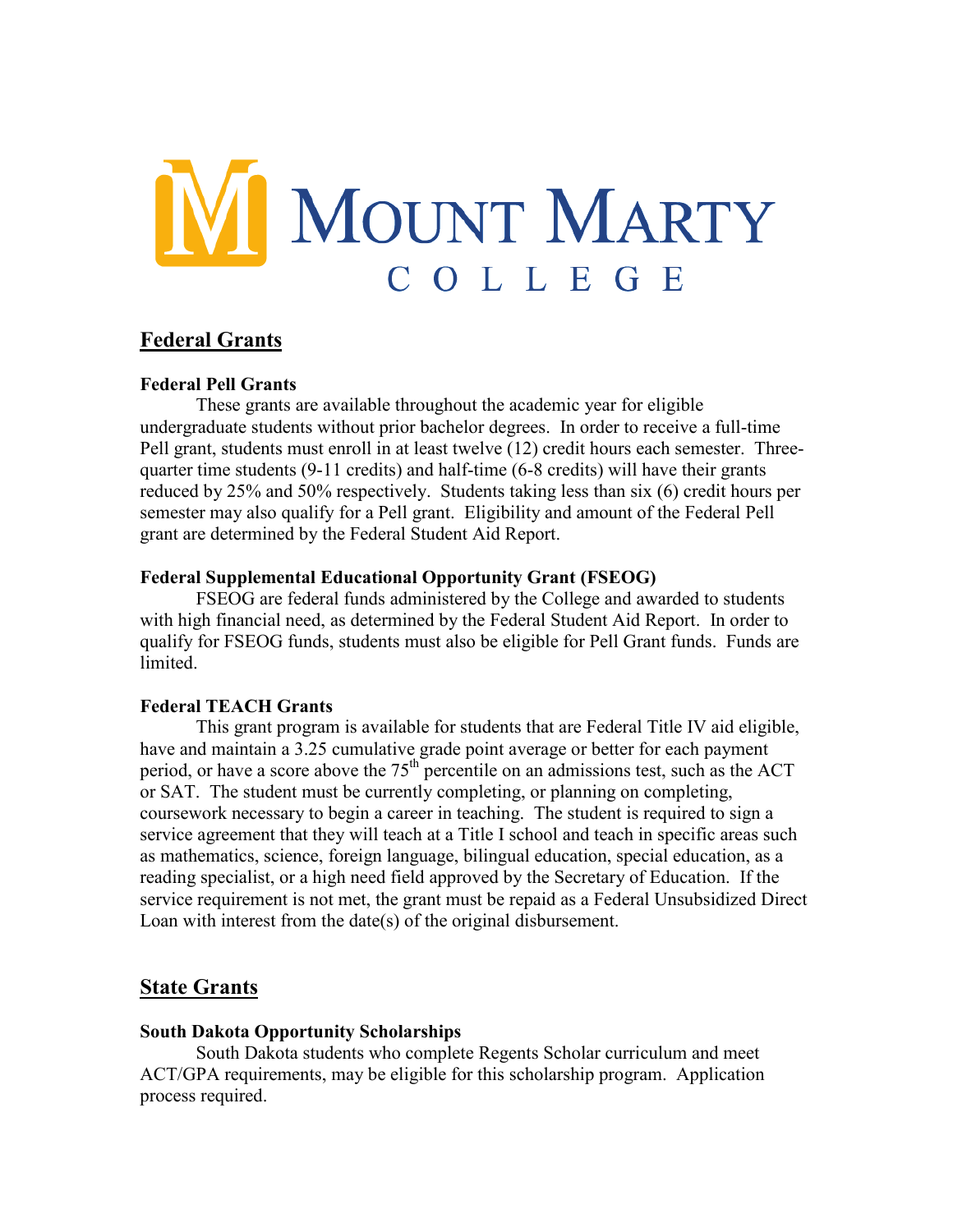# Mount Marty College

## Federal Grants

### Federal Pell Grants

These grants are available throughout the academic year for eligible undergraduate students without prior bachelor degrees. In order to receive a full-time Pell grant, students must enroll in at least twelve (12) credit hours each semester. Three-quarter time students (9-11 credits) and half-time (6-8 credits) will have their grants reduced by 25% and 50% respectively. Students taking less than six (6) credit hours per semester may also qualify for a Pell grant. Eligibility and amount of the Federal Pell grant are determined by the Federal Student Aid Report.

### Federal Supplemental Educational Opportunity Grant (FSEOG)

FSEOG are federal funds administered by the College and awarded to students with high financial need, as determined by the Federal Student Aid Report. In order to qualify for FSEOG funds, students must also be eligible for Pell Grant funds. Funds are limited.

### Federal TEACH Grants

This grant program is available for students that are Federal Title IV aid eligible, have and maintain a 3.25 cumulative grade point average or better for each payment period, or have a score above the 75th percentile on an admissions test, such as the ACT or SAT. The student must be currently completing, or planning on completing, coursework necessary to begin a career in teaching. The student is required to sign a service agreement that they will teach at a Title I school and teach in specific areas such as mathematics, science, foreign language, bilingual education, special education, as a reading specialist, or a high need field approved by the Secretary of Education. If the service requirement is not met, the grant must be repaid as a Federal Unsubsidized Direct Loan with interest from the date(s) of the original disbursement.

## State Grants

### South Dakota Opportunity Scholarships

South Dakota students who complete Regents Scholar curriculum and meet ACT/GPA requirements, may be eligible for this scholarship program. Application process required.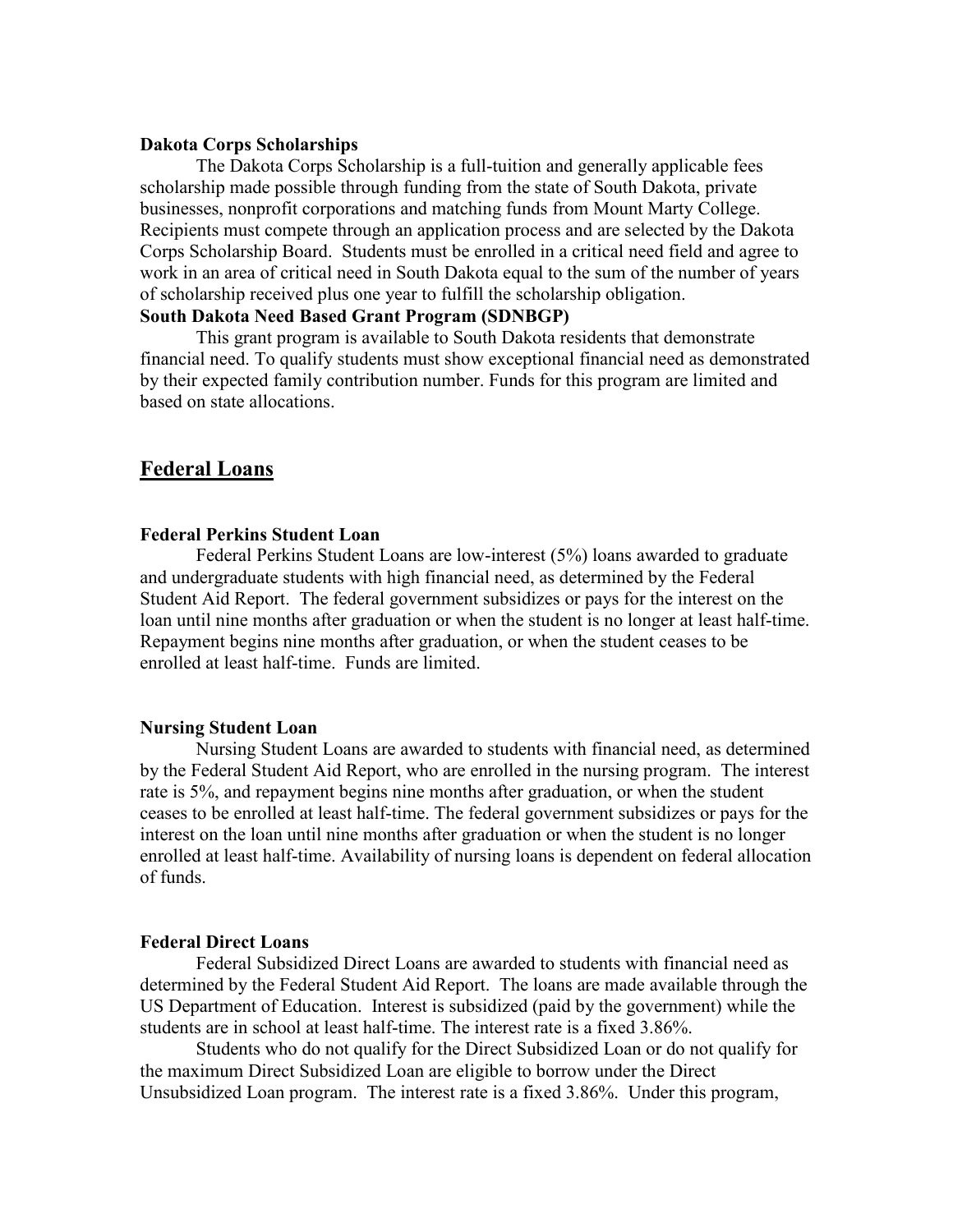**Dakota Corps Scholarships**

The Dakota Corps Scholarship is a full-tuition and generally applicable fees scholarship made possible through funding from the state of South Dakota, private businesses, nonprofit corporations and matching funds from Mount Marty College. Recipients must compete through an application process and are selected by the Dakota Corps Scholarship Board. Students must be enrolled in a critical need field and agree to work in an area of critical need in South Dakota equal to the sum of the number of years of scholarship received plus one year to fulfill the scholarship obligation.

**South Dakota Need Based Grant Program (SDNBGP)**

This grant program is available to South Dakota residents that demonstrate financial need. To qualify students must show exceptional financial need as demonstrated by their expected family contribution number. Funds for this program are limited and based on state allocations.

## Federal Loans

**Federal Perkins Student Loan**

Federal Perkins Student Loans are low-interest (5%) loans awarded to graduate and undergraduate students with high financial need, as determined by the Federal Student Aid Report. The federal government subsidizes or pays for the interest on the loan until nine months after graduation or when the student is no longer at least half-time. Repayment begins nine months after graduation, or when the student ceases to be enrolled at least half-time. Funds are limited.

**Nursing Student Loan**

Nursing Student Loans are awarded to students with financial need, as determined by the Federal Student Aid Report, who are enrolled in the nursing program. The interest rate is 5%, and repayment begins nine months after graduation, or when the student ceases to be enrolled at least half-time. The federal government subsidizes or pays for the interest on the loan until nine months after graduation or when the student is no longer enrolled at least half-time. Availability of nursing loans is dependent on federal allocation of funds.

**Federal Direct Loans**

Federal Subsidized Direct Loans are awarded to students with financial need as determined by the Federal Student Aid Report. The loans are made available through the US Department of Education. Interest is subsidized (paid by the government) while the students are in school at least half-time. The interest rate is a fixed 3.86%.

Students who do not qualify for the Direct Subsidized Loan or do not qualify for the maximum Direct Subsidized Loan are eligible to borrow under the Direct Unsubsidized Loan program. The interest rate is a fixed 3.86%. Under this program,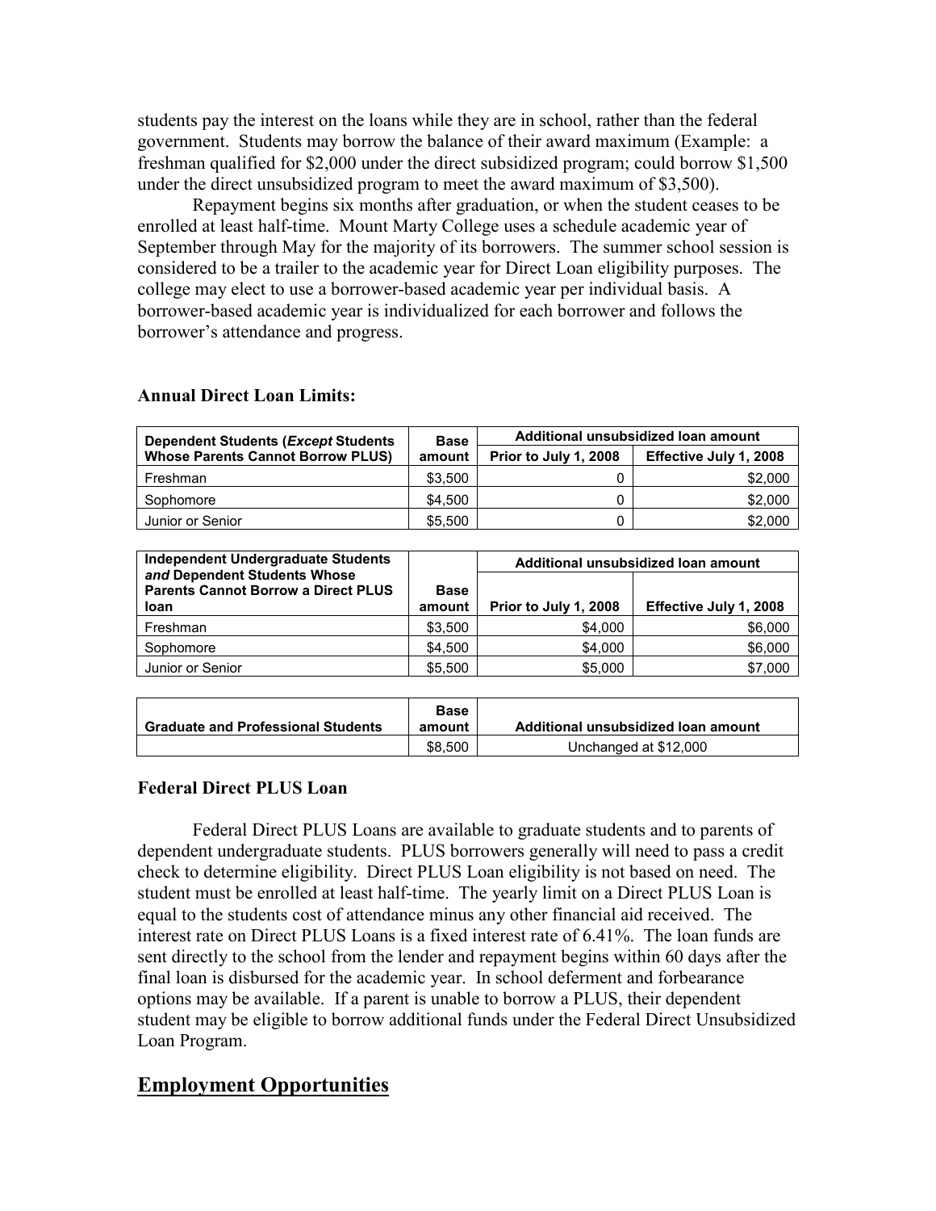students pay the interest on the loans while they are in school, rather than the federal government. Students may borrow the balance of their award maximum (Example: a freshman qualified for $2,000 under the direct subsidized program; could borrow $1,500 under the direct unsubsidized program to meet the award maximum of $3,500).

Repayment begins six months after graduation, or when the student ceases to be enrolled at least half-time. Mount Marty College uses a schedule academic year of September through May for the majority of its borrowers. The summer school session is considered to be a trailer to the academic year for Direct Loan eligibility purposes. The college may elect to use a borrower-based academic year per individual basis. A borrower-based academic year is individualized for each borrower and follows the borrower's attendance and progress.

**Annual Direct Loan Limits:**

| Dependent Students (*Except* Students Whose Parents Cannot Borrow PLUS) | Base amount | Additional unsubsidized loan amount | |
|---|---|---|---|
| | | Prior to July 1, 2008 | Effective July 1, 2008 |
| Freshman | $3,500 | 0 | $2,000 |
| Sophomore | $4,500 | 0 | $2,000 |
| Junior or Senior | $5,500 | 0 | $2,000 |

| Independent Undergraduate Students *and* Dependent Students Whose Parents Cannot Borrow a Direct PLUS loan | Base amount | Additional unsubsidized loan amount | |
|---|---|---|---|
| | | Prior to July 1, 2008 | Effective July 1, 2008 |
| Freshman | $3,500 | $4,000 | $6,000 |
| Sophomore | $4,500 | $4,000 | $6,000 |
| Junior or Senior | $5,500 | $5,000 | $7,000 |

| Graduate and Professional Students | Base amount | Additional unsubsidized loan amount |
|---|---|---|
| | $8,500 | Unchanged at $12,000 |

### Federal Direct PLUS Loan

Federal Direct PLUS Loans are available to graduate students and to parents of dependent undergraduate students. PLUS borrowers generally will need to pass a credit check to determine eligibility. Direct PLUS Loan eligibility is not based on need. The student must be enrolled at least half-time. The yearly limit on a Direct PLUS Loan is equal to the students cost of attendance minus any other financial aid received. The interest rate on Direct PLUS Loans is a fixed interest rate of 6.41%. The loan funds are sent directly to the school from the lender and repayment begins within 60 days after the final loan is disbursed for the academic year. In school deferment and forbearance options may be available. If a parent is unable to borrow a PLUS, their dependent student may be eligible to borrow additional funds under the Federal Direct Unsubsidized Loan Program.

## Employment Opportunities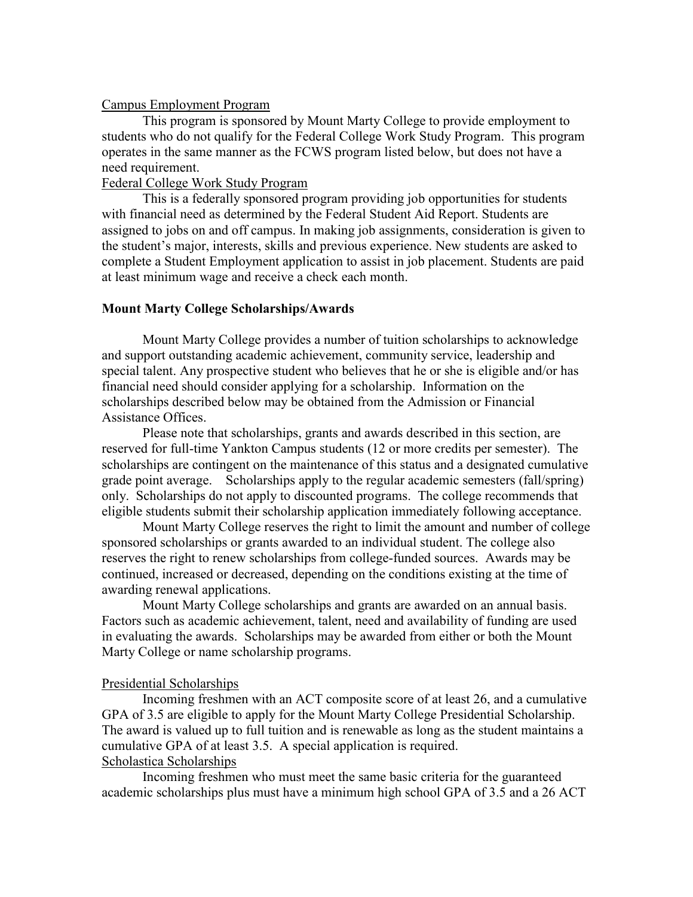<u>Campus Employment Program</u>

This program is sponsored by Mount Marty College to provide employment to students who do not qualify for the Federal College Work Study Program. This program operates in the same manner as the FCWS program listed below, but does not have a need requirement.

<u>Federal College Work Study Program</u>

This is a federally sponsored program providing job opportunities for students with financial need as determined by the Federal Student Aid Report. Students are assigned to jobs on and off campus. In making job assignments, consideration is given to the student's major, interests, skills and previous experience. New students are asked to complete a Student Employment application to assist in job placement. Students are paid at least minimum wage and receive a check each month.

**Mount Marty College Scholarships/Awards**

Mount Marty College provides a number of tuition scholarships to acknowledge and support outstanding academic achievement, community service, leadership and special talent. Any prospective student who believes that he or she is eligible and/or has financial need should consider applying for a scholarship. Information on the scholarships described below may be obtained from the Admission or Financial Assistance Offices.

Please note that scholarships, grants and awards described in this section, are reserved for full-time Yankton Campus students (12 or more credits per semester). The scholarships are contingent on the maintenance of this status and a designated cumulative grade point average. Scholarships apply to the regular academic semesters (fall/spring) only. Scholarships do not apply to discounted programs. The college recommends that eligible students submit their scholarship application immediately following acceptance.

Mount Marty College reserves the right to limit the amount and number of college sponsored scholarships or grants awarded to an individual student. The college also reserves the right to renew scholarships from college-funded sources. Awards may be continued, increased or decreased, depending on the conditions existing at the time of awarding renewal applications.

Mount Marty College scholarships and grants are awarded on an annual basis. Factors such as academic achievement, talent, need and availability of funding are used in evaluating the awards. Scholarships may be awarded from either or both the Mount Marty College or name scholarship programs.

<u>Presidential Scholarships</u>

Incoming freshmen with an ACT composite score of at least 26, and a cumulative GPA of 3.5 are eligible to apply for the Mount Marty College Presidential Scholarship. The award is valued up to full tuition and is renewable as long as the student maintains a cumulative GPA of at least 3.5. A special application is required.

<u>Scholastica Scholarships</u>

Incoming freshmen who must meet the same basic criteria for the guaranteed academic scholarships plus must have a minimum high school GPA of 3.5 and a 26 ACT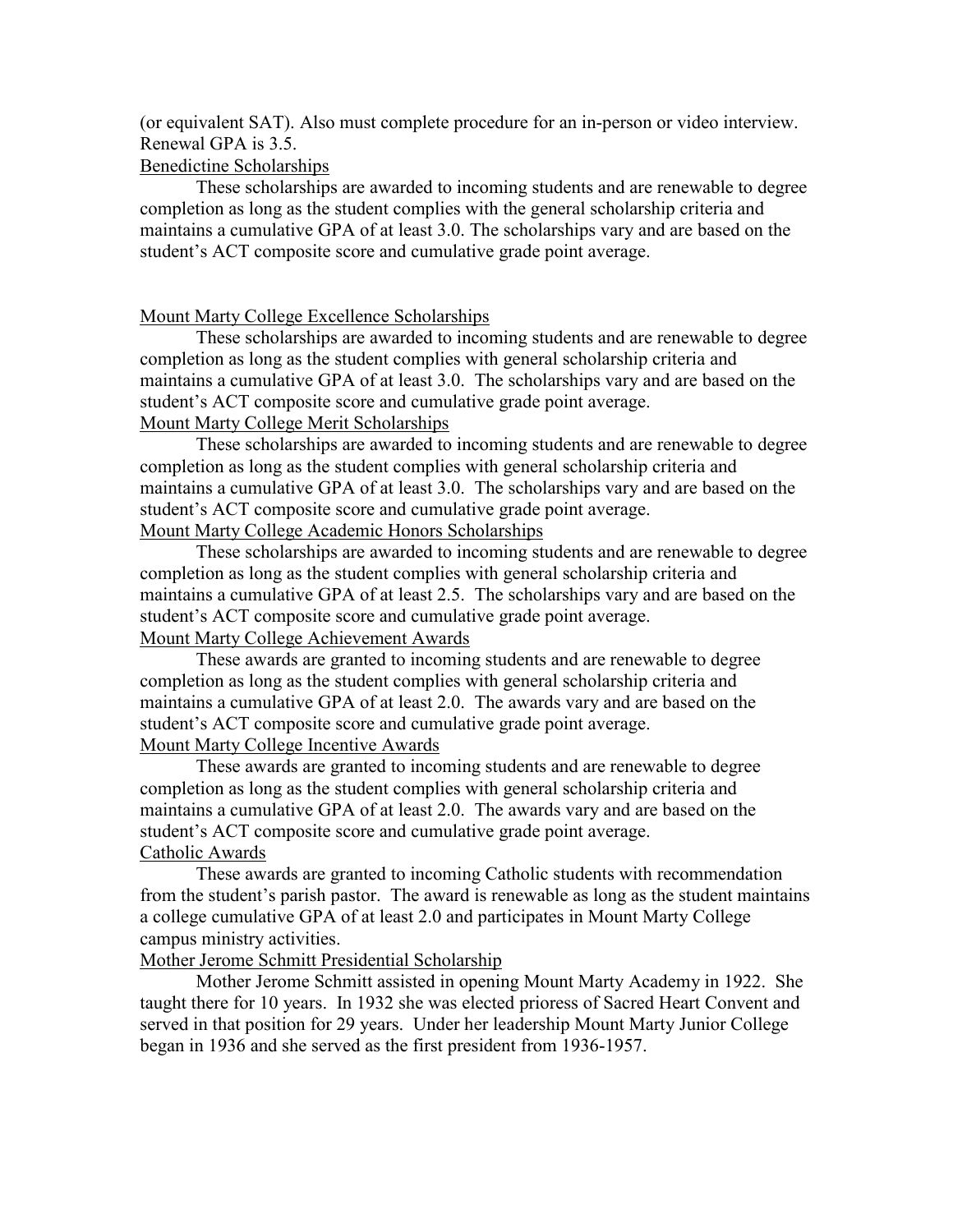(or equivalent SAT). Also must complete procedure for an in-person or video interview. Renewal GPA is 3.5.

<u>Benedictine Scholarships</u>

These scholarships are awarded to incoming students and are renewable to degree completion as long as the student complies with the general scholarship criteria and maintains a cumulative GPA of at least 3.0. The scholarships vary and are based on the student's ACT composite score and cumulative grade point average.

<u>Mount Marty College Excellence Scholarships</u>

These scholarships are awarded to incoming students and are renewable to degree completion as long as the student complies with general scholarship criteria and maintains a cumulative GPA of at least 3.0. The scholarships vary and are based on the student's ACT composite score and cumulative grade point average.

<u>Mount Marty College Merit Scholarships</u>

These scholarships are awarded to incoming students and are renewable to degree completion as long as the student complies with general scholarship criteria and maintains a cumulative GPA of at least 3.0. The scholarships vary and are based on the student's ACT composite score and cumulative grade point average.

<u>Mount Marty College Academic Honors Scholarships</u>

These scholarships are awarded to incoming students and are renewable to degree completion as long as the student complies with general scholarship criteria and maintains a cumulative GPA of at least 2.5. The scholarships vary and are based on the student's ACT composite score and cumulative grade point average.

<u>Mount Marty College Achievement Awards</u>

These awards are granted to incoming students and are renewable to degree completion as long as the student complies with general scholarship criteria and maintains a cumulative GPA of at least 2.0. The awards vary and are based on the student's ACT composite score and cumulative grade point average.

<u>Mount Marty College Incentive Awards</u>

These awards are granted to incoming students and are renewable to degree completion as long as the student complies with general scholarship criteria and maintains a cumulative GPA of at least 2.0. The awards vary and are based on the student's ACT composite score and cumulative grade point average.

<u>Catholic Awards</u>

These awards are granted to incoming Catholic students with recommendation from the student's parish pastor. The award is renewable as long as the student maintains a college cumulative GPA of at least 2.0 and participates in Mount Marty College campus ministry activities.

<u>Mother Jerome Schmitt Presidential Scholarship</u>

Mother Jerome Schmitt assisted in opening Mount Marty Academy in 1922. She taught there for 10 years. In 1932 she was elected prioress of Sacred Heart Convent and served in that position for 29 years. Under her leadership Mount Marty Junior College began in 1936 and she served as the first president from 1936-1957.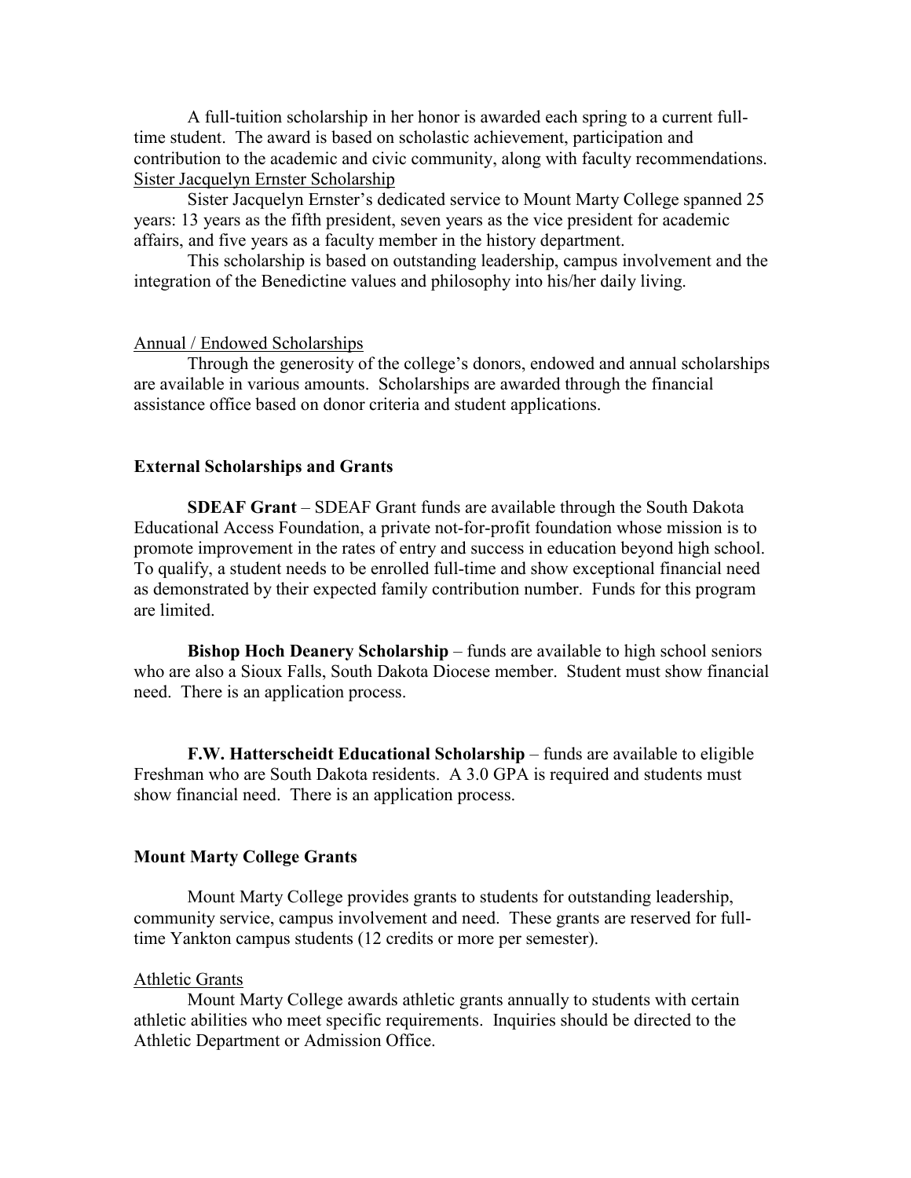A full-tuition scholarship in her honor is awarded each spring to a current full-time student. The award is based on scholastic achievement, participation and contribution to the academic and civic community, along with faculty recommendations.

Sister Jacquelyn Ernster Scholarship

Sister Jacquelyn Ernster's dedicated service to Mount Marty College spanned 25 years: 13 years as the fifth president, seven years as the vice president for academic affairs, and five years as a faculty member in the history department.

This scholarship is based on outstanding leadership, campus involvement and the integration of the Benedictine values and philosophy into his/her daily living.

Annual / Endowed Scholarships

Through the generosity of the college's donors, endowed and annual scholarships are available in various amounts. Scholarships are awarded through the financial assistance office based on donor criteria and student applications.

### External Scholarships and Grants

**SDEAF Grant** – SDEAF Grant funds are available through the South Dakota Educational Access Foundation, a private not-for-profit foundation whose mission is to promote improvement in the rates of entry and success in education beyond high school. To qualify, a student needs to be enrolled full-time and show exceptional financial need as demonstrated by their expected family contribution number. Funds for this program are limited.

**Bishop Hoch Deanery Scholarship** – funds are available to high school seniors who are also a Sioux Falls, South Dakota Diocese member. Student must show financial need. There is an application process.

**F.W. Hatterscheidt Educational Scholarship** – funds are available to eligible Freshman who are South Dakota residents. A 3.0 GPA is required and students must show financial need. There is an application process.

### Mount Marty College Grants

Mount Marty College provides grants to students for outstanding leadership, community service, campus involvement and need. These grants are reserved for full-time Yankton campus students (12 credits or more per semester).

Athletic Grants

Mount Marty College awards athletic grants annually to students with certain athletic abilities who meet specific requirements. Inquiries should be directed to the Athletic Department or Admission Office.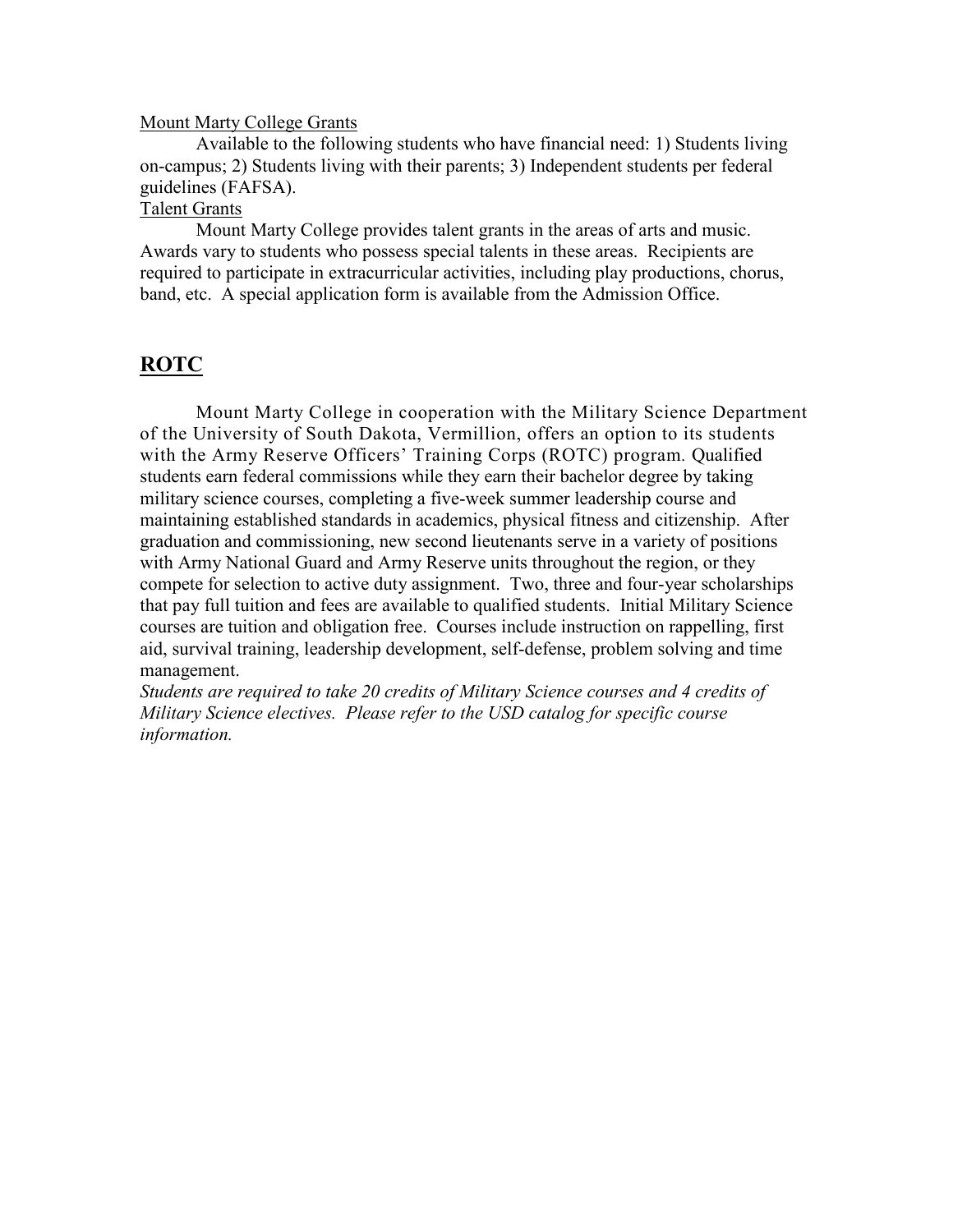Mount Marty College Grants

Available to the following students who have financial need: 1) Students living on-campus; 2) Students living with their parents; 3) Independent students per federal guidelines (FAFSA).

Talent Grants

Mount Marty College provides talent grants in the areas of arts and music. Awards vary to students who possess special talents in these areas. Recipients are required to participate in extracurricular activities, including play productions, chorus, band, etc. A special application form is available from the Admission Office.

## ROTC

Mount Marty College in cooperation with the Military Science Department of the University of South Dakota, Vermillion, offers an option to its students with the Army Reserve Officers' Training Corps (ROTC) program. Qualified students earn federal commissions while they earn their bachelor degree by taking military science courses, completing a five-week summer leadership course and maintaining established standards in academics, physical fitness and citizenship. After graduation and commissioning, new second lieutenants serve in a variety of positions with Army National Guard and Army Reserve units throughout the region, or they compete for selection to active duty assignment. Two, three and four-year scholarships that pay full tuition and fees are available to qualified students. Initial Military Science courses are tuition and obligation free. Courses include instruction on rappelling, first aid, survival training, leadership development, self-defense, problem solving and time management.

*Students are required to take 20 credits of Military Science courses and 4 credits of Military Science electives. Please refer to the USD catalog for specific course information.*